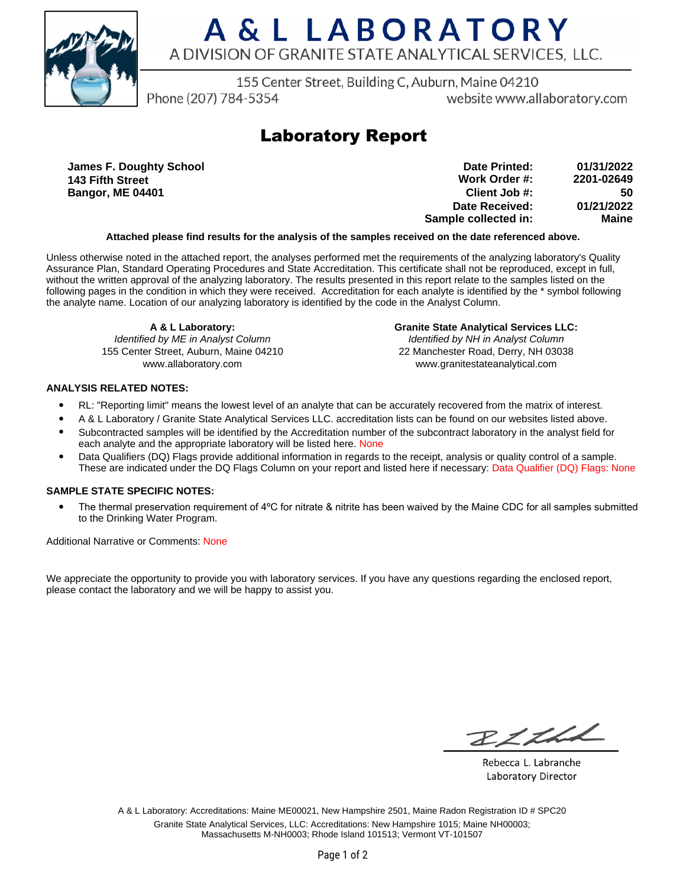# A & L LABORATORY

A DIVISION OF GRANITE STATE ANALYTICAL SERVICES, LLC.

155 Center Street, Building C, Auburn, Maine 04210

Phone (207) 784-5354 website www.allaboratory.com

## Laboratory Report

**James F. Doughty School**
**143 Fifth Street**
**Bangor, ME 04401**

| | |
|---|---|
| **Date Printed:** | **01/31/2022** |
| **Work Order #:** | **2201-02649** |
| **Client Job #:** | **50** |
| **Date Received:** | **01/21/2022** |
| **Sample collected in:** | **Maine** |

**Attached please find results for the analysis of the samples received on the date referenced above.**

Unless otherwise noted in the attached report, the analyses performed met the requirements of the analyzing laboratory's Quality Assurance Plan, Standard Operating Procedures and State Accreditation. This certificate shall not be reproduced, except in full, without the written approval of the analyzing laboratory. The results presented in this report relate to the samples listed on the following pages in the condition in which they were received. Accreditation for each analyte is identified by the * symbol following the analyte name. Location of our analyzing laboratory is identified by the code in the Analyst Column.

**A & L Laboratory:**
*Identified by ME in Analyst Column*
155 Center Street, Auburn, Maine 04210
www.allaboratory.com

**Granite State Analytical Services LLC:**
*Identified by NH in Analyst Column*
22 Manchester Road, Derry, NH 03038
www.granitestateanalytical.com

**ANALYSIS RELATED NOTES:**

- RL: "Reporting limit" means the lowest level of an analyte that can be accurately recovered from the matrix of interest.
- A & L Laboratory / Granite State Analytical Services LLC. accreditation lists can be found on our websites listed above.
- Subcontracted samples will be identified by the Accreditation number of the subcontract laboratory in the analyst field for each analyte and the appropriate laboratory will be listed here. None
- Data Qualifiers (DQ) Flags provide additional information in regards to the receipt, analysis or quality control of a sample. These are indicated under the DQ Flags Column on your report and listed here if necessary: Data Qualifier (DQ) Flags: None

**SAMPLE STATE SPECIFIC NOTES:**

- The thermal preservation requirement of 4ºC for nitrate & nitrite has been waived by the Maine CDC for all samples submitted to the Drinking Water Program.

Additional Narrative or Comments: None

We appreciate the opportunity to provide you with laboratory services. If you have any questions regarding the enclosed report, please contact the laboratory and we will be happy to assist you.

Rebecca L. Labranche
Laboratory Director

A & L Laboratory: Accreditations: Maine ME00021, New Hampshire 2501, Maine Radon Registration ID # SPC20
Granite State Analytical Services, LLC: Accreditations: New Hampshire 1015; Maine NH00003; Massachusetts M-NH0003; Rhode Island 101513; Vermont VT-101507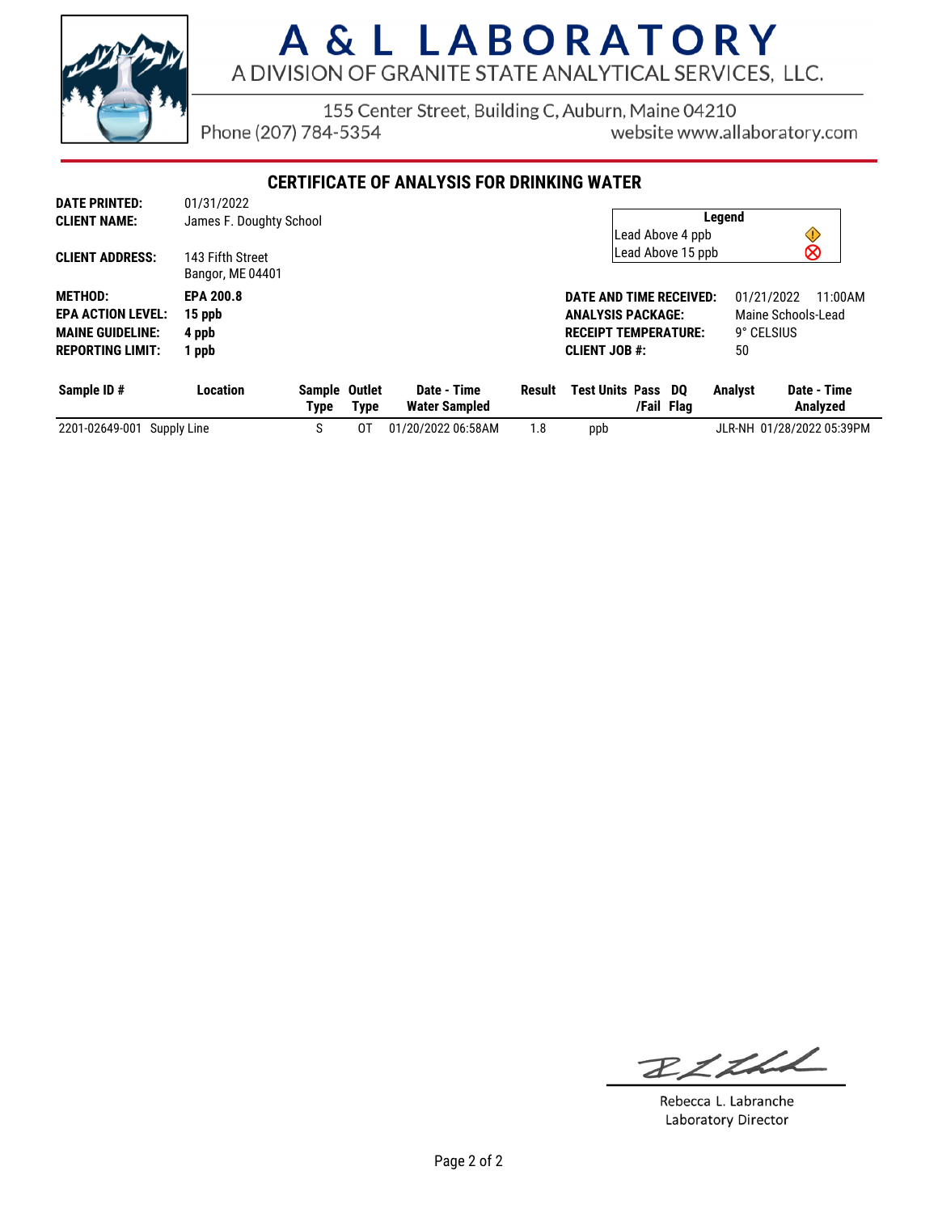# A & L LABORATORY

A DIVISION OF GRANITE STATE ANALYTICAL SERVICES, LLC.

155 Center Street, Building C, Auburn, Maine 04210

Phone (207) 784-5354 website www.allaboratory.com

## CERTIFICATE OF ANALYSIS FOR DRINKING WATER

**DATE PRINTED:** 01/31/2022

**CLIENT NAME:** James F. Doughty School

**CLIENT ADDRESS:** 143 Fifth Street
Bangor, ME 04401

| Legend | |
|---|---|
| Lead Above 4 ppb | ⚠ |
| Lead Above 15 ppb | ⊗ |

**METHOD:** EPA 200.8

**EPA ACTION LEVEL:** 15 ppb

**MAINE GUIDELINE:** 4 ppb

**REPORTING LIMIT:** 1 ppb

**DATE AND TIME RECEIVED:** 01/21/2022 11:00AM

**ANALYSIS PACKAGE:** Maine Schools-Lead

**RECEIPT TEMPERATURE:** 9° CELSIUS

**CLIENT JOB #:** 50

| Sample ID # | Location | Sample Type | Outlet Type | Date - Time Water Sampled | Result | Test Units | Pass /Fail | DQ Flag | Analyst | Date - Time Analyzed |
|---|---|---|---|---|---|---|---|---|---|---|
| 2201-02649-001 | Supply Line | S | OT | 01/20/2022 06:58AM | 1.8 | ppb | | | JLR-NH | 01/28/2022 05:39PM |

Rebecca L. Labranche
Laboratory Director